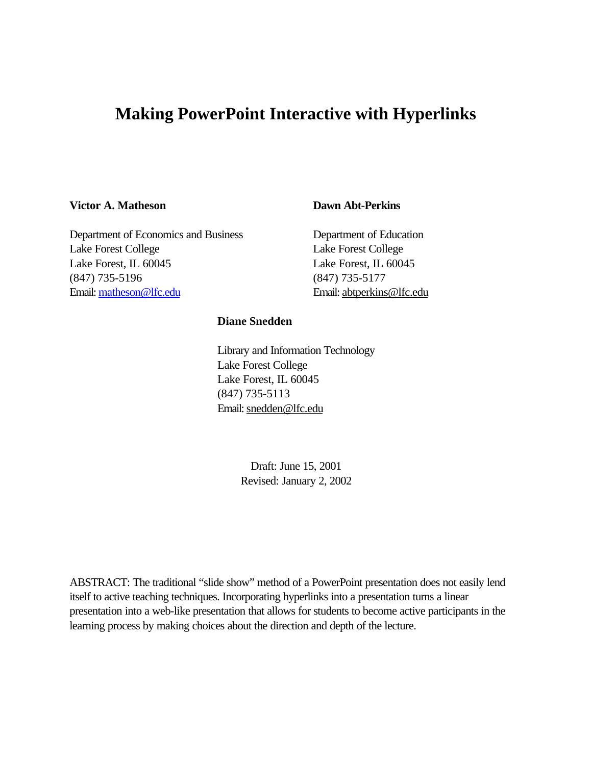# Making PowerPoint Interactive with Hyperlinks

**Victor A. Matheson**

Department of Economics and Business
Lake Forest College
Lake Forest, IL 60045
(847) 735-5196
Email: matheson@lfc.edu

**Dawn Abt-Perkins**

Department of Education
Lake Forest College
Lake Forest, IL 60045
(847) 735-5177
Email: abtperkins@lfc.edu

**Diane Snedden**

Library and Information Technology
Lake Forest College
Lake Forest, IL 60045
(847) 735-5113
Email: snedden@lfc.edu

Draft: June 15, 2001
Revised: January 2, 2002

ABSTRACT: The traditional "slide show" method of a PowerPoint presentation does not easily lend itself to active teaching techniques. Incorporating hyperlinks into a presentation turns a linear presentation into a web-like presentation that allows for students to become active participants in the learning process by making choices about the direction and depth of the lecture.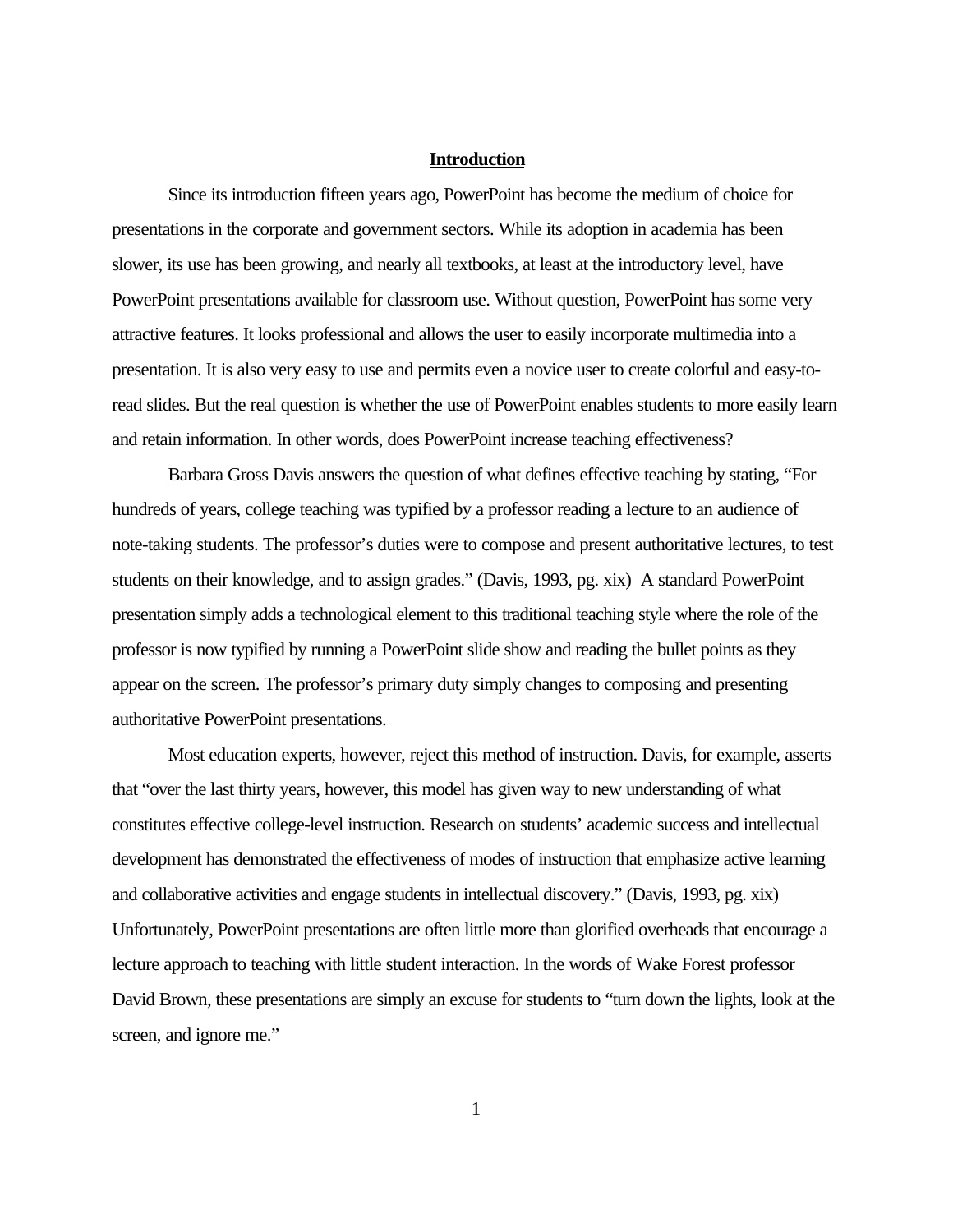# Introduction

Since its introduction fifteen years ago, PowerPoint has become the medium of choice for presentations in the corporate and government sectors. While its adoption in academia has been slower, its use has been growing, and nearly all textbooks, at least at the introductory level, have PowerPoint presentations available for classroom use. Without question, PowerPoint has some very attractive features. It looks professional and allows the user to easily incorporate multimedia into a presentation. It is also very easy to use and permits even a novice user to create colorful and easy-to-read slides. But the real question is whether the use of PowerPoint enables students to more easily learn and retain information. In other words, does PowerPoint increase teaching effectiveness?

Barbara Gross Davis answers the question of what defines effective teaching by stating, "For hundreds of years, college teaching was typified by a professor reading a lecture to an audience of note-taking students. The professor's duties were to compose and present authoritative lectures, to test students on their knowledge, and to assign grades." (Davis, 1993, pg. xix) A standard PowerPoint presentation simply adds a technological element to this traditional teaching style where the role of the professor is now typified by running a PowerPoint slide show and reading the bullet points as they appear on the screen. The professor's primary duty simply changes to composing and presenting authoritative PowerPoint presentations.

Most education experts, however, reject this method of instruction. Davis, for example, asserts that "over the last thirty years, however, this model has given way to new understanding of what constitutes effective college-level instruction. Research on students' academic success and intellectual development has demonstrated the effectiveness of modes of instruction that emphasize active learning and collaborative activities and engage students in intellectual discovery." (Davis, 1993, pg. xix) Unfortunately, PowerPoint presentations are often little more than glorified overheads that encourage a lecture approach to teaching with little student interaction. In the words of Wake Forest professor David Brown, these presentations are simply an excuse for students to "turn down the lights, look at the screen, and ignore me."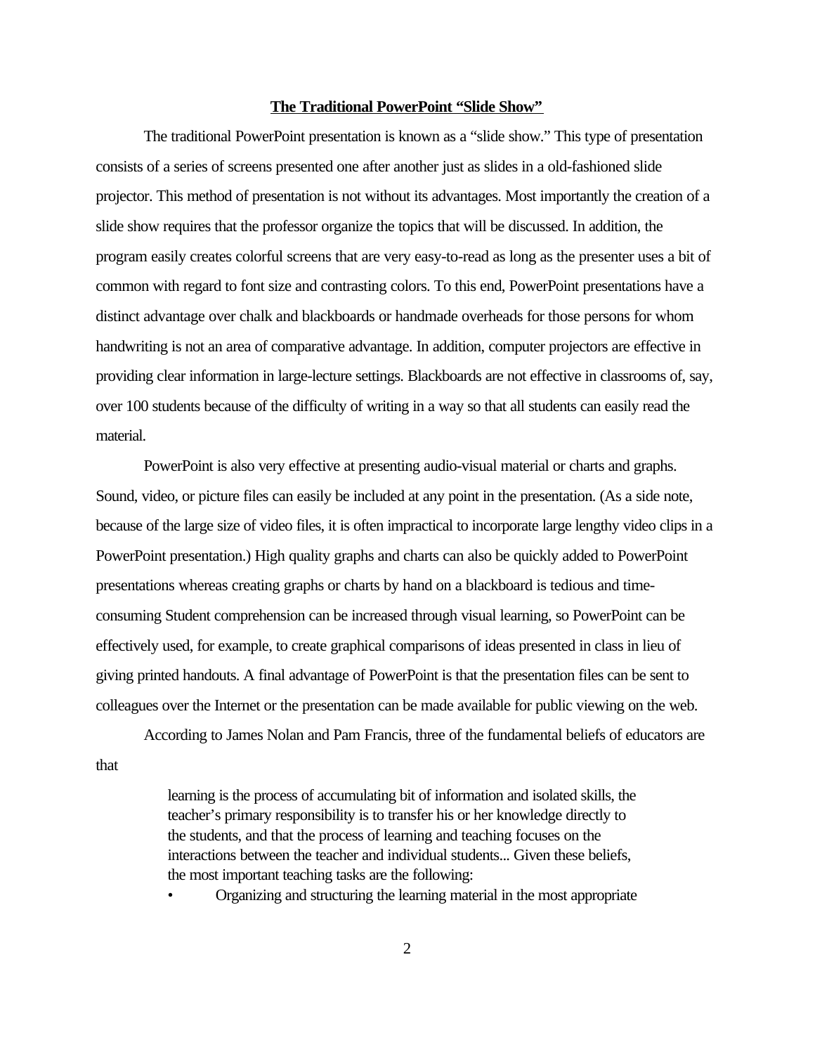**The Traditional PowerPoint "Slide Show"**

The traditional PowerPoint presentation is known as a "slide show." This type of presentation consists of a series of screens presented one after another just as slides in a old-fashioned slide projector. This method of presentation is not without its advantages. Most importantly the creation of a slide show requires that the professor organize the topics that will be discussed. In addition, the program easily creates colorful screens that are very easy-to-read as long as the presenter uses a bit of common with regard to font size and contrasting colors. To this end, PowerPoint presentations have a distinct advantage over chalk and blackboards or handmade overheads for those persons for whom handwriting is not an area of comparative advantage. In addition, computer projectors are effective in providing clear information in large-lecture settings. Blackboards are not effective in classrooms of, say, over 100 students because of the difficulty of writing in a way so that all students can easily read the material.

PowerPoint is also very effective at presenting audio-visual material or charts and graphs. Sound, video, or picture files can easily be included at any point in the presentation. (As a side note, because of the large size of video files, it is often impractical to incorporate large lengthy video clips in a PowerPoint presentation.) High quality graphs and charts can also be quickly added to PowerPoint presentations whereas creating graphs or charts by hand on a blackboard is tedious and time-consuming Student comprehension can be increased through visual learning, so PowerPoint can be effectively used, for example, to create graphical comparisons of ideas presented in class in lieu of giving printed handouts. A final advantage of PowerPoint is that the presentation files can be sent to colleagues over the Internet or the presentation can be made available for public viewing on the web.

According to James Nolan and Pam Francis, three of the fundamental beliefs of educators are that

> learning is the process of accumulating bit of information and isolated skills, the teacher's primary responsibility is to transfer his or her knowledge directly to the students, and that the process of learning and teaching focuses on the interactions between the teacher and individual students... Given these beliefs, the most important teaching tasks are the following:
>
> - Organizing and structuring the learning material in the most appropriate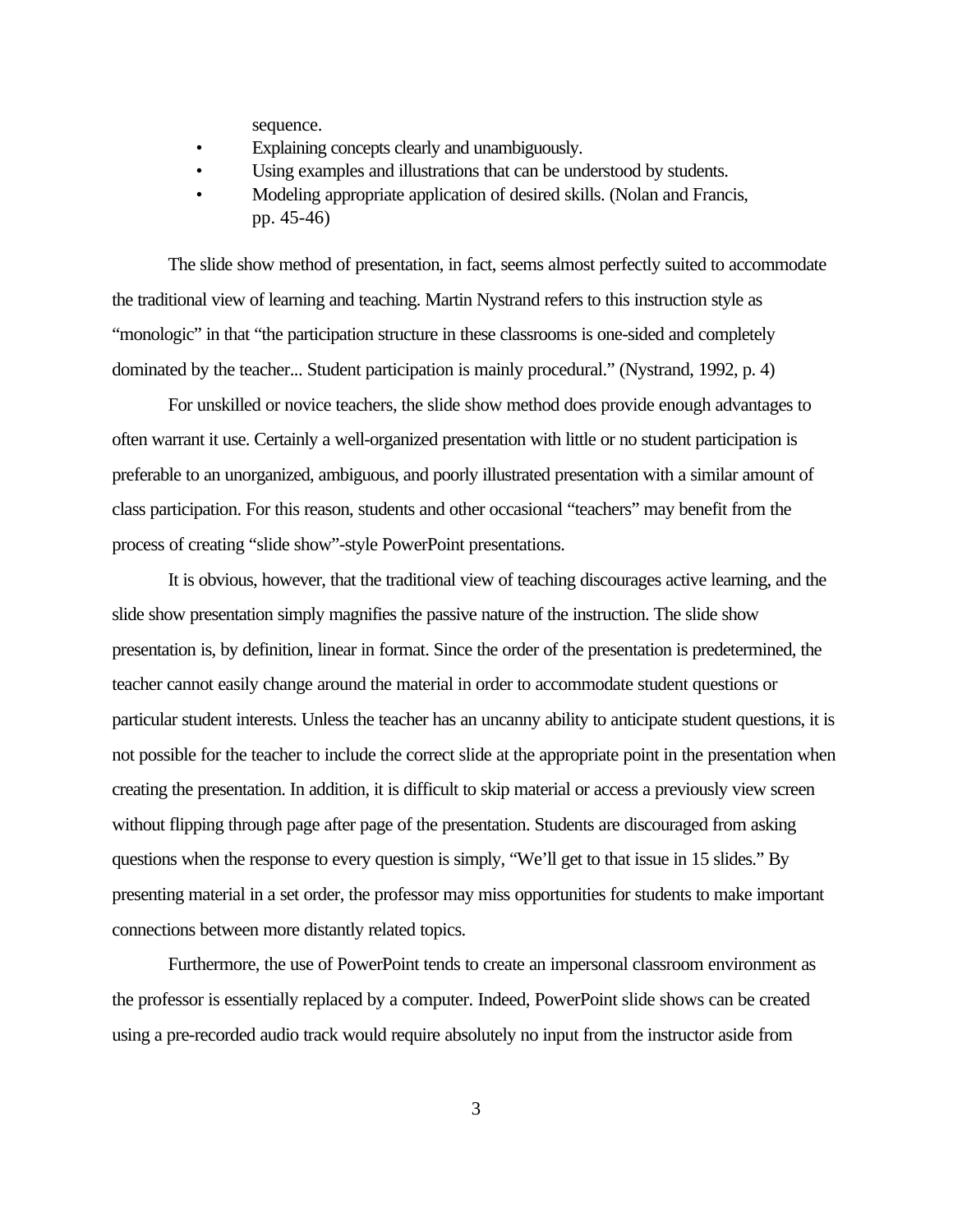sequence.

- Explaining concepts clearly and unambiguously.
- Using examples and illustrations that can be understood by students.
- Modeling appropriate application of desired skills. (Nolan and Francis, pp. 45-46)

The slide show method of presentation, in fact, seems almost perfectly suited to accommodate the traditional view of learning and teaching. Martin Nystrand refers to this instruction style as "monologic" in that "the participation structure in these classrooms is one-sided and completely dominated by the teacher... Student participation is mainly procedural." (Nystrand, 1992, p. 4)

For unskilled or novice teachers, the slide show method does provide enough advantages to often warrant it use. Certainly a well-organized presentation with little or no student participation is preferable to an unorganized, ambiguous, and poorly illustrated presentation with a similar amount of class participation. For this reason, students and other occasional "teachers" may benefit from the process of creating "slide show"-style PowerPoint presentations.

It is obvious, however, that the traditional view of teaching discourages active learning, and the slide show presentation simply magnifies the passive nature of the instruction. The slide show presentation is, by definition, linear in format. Since the order of the presentation is predetermined, the teacher cannot easily change around the material in order to accommodate student questions or particular student interests. Unless the teacher has an uncanny ability to anticipate student questions, it is not possible for the teacher to include the correct slide at the appropriate point in the presentation when creating the presentation. In addition, it is difficult to skip material or access a previously view screen without flipping through page after page of the presentation. Students are discouraged from asking questions when the response to every question is simply, "We'll get to that issue in 15 slides." By presenting material in a set order, the professor may miss opportunities for students to make important connections between more distantly related topics.

Furthermore, the use of PowerPoint tends to create an impersonal classroom environment as the professor is essentially replaced by a computer. Indeed, PowerPoint slide shows can be created using a pre-recorded audio track would require absolutely no input from the instructor aside from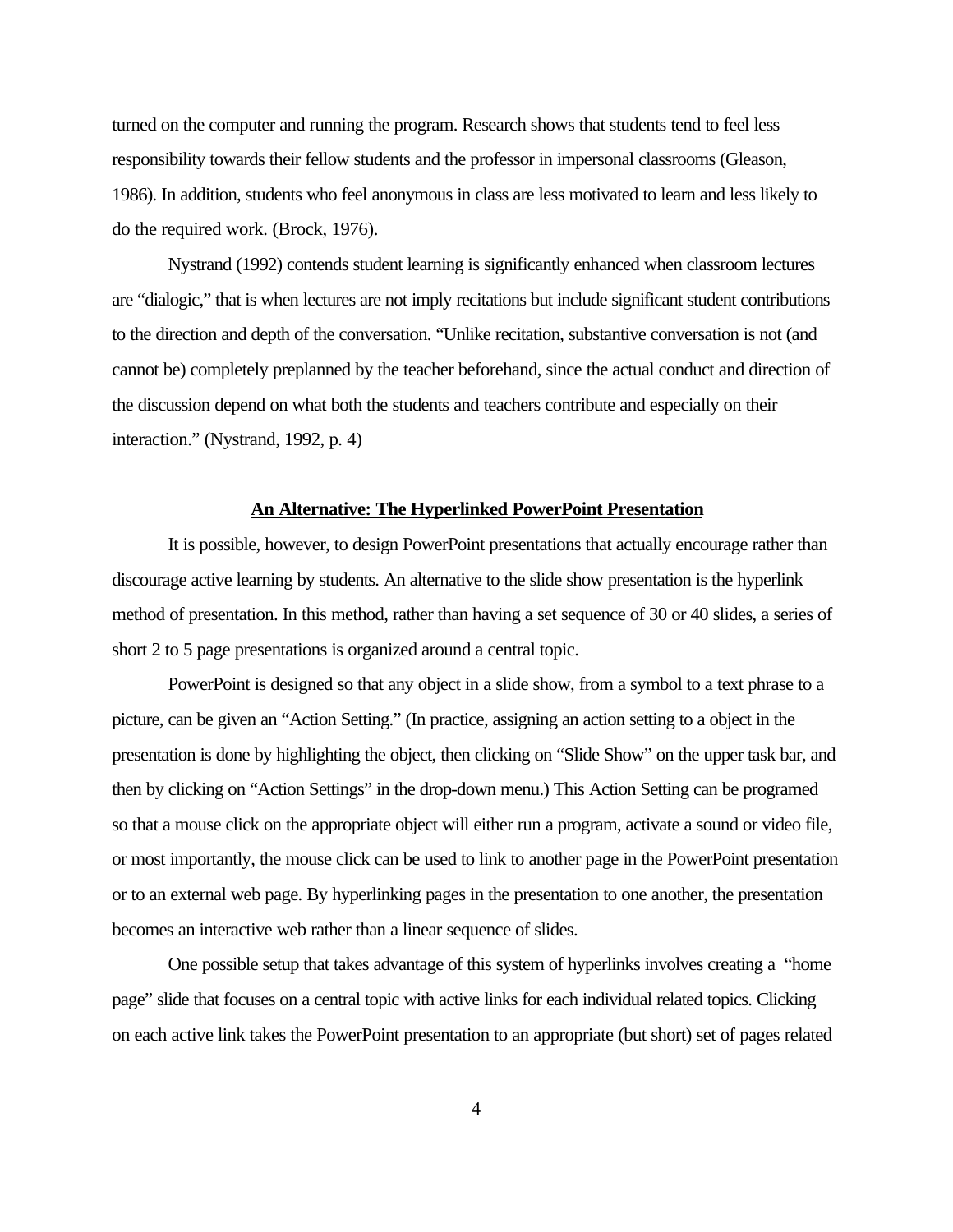turned on the computer and running the program. Research shows that students tend to feel less responsibility towards their fellow students and the professor in impersonal classrooms (Gleason, 1986). In addition, students who feel anonymous in class are less motivated to learn and less likely to do the required work. (Brock, 1976).

Nystrand (1992) contends student learning is significantly enhanced when classroom lectures are "dialogic," that is when lectures are not imply recitations but include significant student contributions to the direction and depth of the conversation. "Unlike recitation, substantive conversation is not (and cannot be) completely preplanned by the teacher beforehand, since the actual conduct and direction of the discussion depend on what both the students and teachers contribute and especially on their interaction." (Nystrand, 1992, p. 4)

## An Alternative: The Hyperlinked PowerPoint Presentation

It is possible, however, to design PowerPoint presentations that actually encourage rather than discourage active learning by students. An alternative to the slide show presentation is the hyperlink method of presentation. In this method, rather than having a set sequence of 30 or 40 slides, a series of short 2 to 5 page presentations is organized around a central topic.

PowerPoint is designed so that any object in a slide show, from a symbol to a text phrase to a picture, can be given an "Action Setting." (In practice, assigning an action setting to a object in the presentation is done by highlighting the object, then clicking on "Slide Show" on the upper task bar, and then by clicking on "Action Settings" in the drop-down menu.) This Action Setting can be programed so that a mouse click on the appropriate object will either run a program, activate a sound or video file, or most importantly, the mouse click can be used to link to another page in the PowerPoint presentation or to an external web page. By hyperlinking pages in the presentation to one another, the presentation becomes an interactive web rather than a linear sequence of slides.

One possible setup that takes advantage of this system of hyperlinks involves creating a "home page" slide that focuses on a central topic with active links for each individual related topics. Clicking on each active link takes the PowerPoint presentation to an appropriate (but short) set of pages related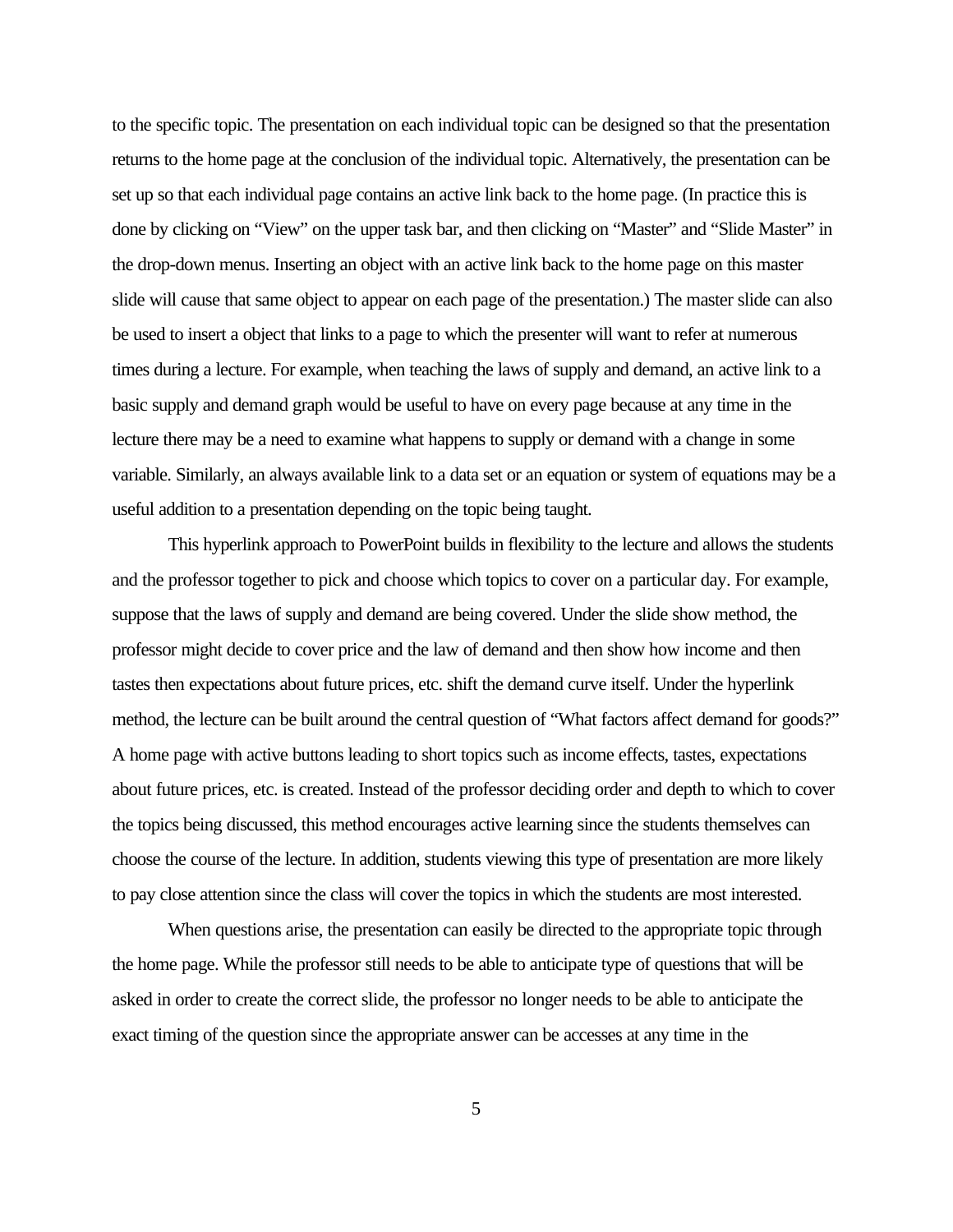to the specific topic. The presentation on each individual topic can be designed so that the presentation returns to the home page at the conclusion of the individual topic. Alternatively, the presentation can be set up so that each individual page contains an active link back to the home page. (In practice this is done by clicking on "View" on the upper task bar, and then clicking on "Master" and "Slide Master" in the drop-down menus. Inserting an object with an active link back to the home page on this master slide will cause that same object to appear on each page of the presentation.) The master slide can also be used to insert a object that links to a page to which the presenter will want to refer at numerous times during a lecture. For example, when teaching the laws of supply and demand, an active link to a basic supply and demand graph would be useful to have on every page because at any time in the lecture there may be a need to examine what happens to supply or demand with a change in some variable. Similarly, an always available link to a data set or an equation or system of equations may be a useful addition to a presentation depending on the topic being taught.

This hyperlink approach to PowerPoint builds in flexibility to the lecture and allows the students and the professor together to pick and choose which topics to cover on a particular day. For example, suppose that the laws of supply and demand are being covered. Under the slide show method, the professor might decide to cover price and the law of demand and then show how income and then tastes then expectations about future prices, etc. shift the demand curve itself. Under the hyperlink method, the lecture can be built around the central question of "What factors affect demand for goods?" A home page with active buttons leading to short topics such as income effects, tastes, expectations about future prices, etc. is created. Instead of the professor deciding order and depth to which to cover the topics being discussed, this method encourages active learning since the students themselves can choose the course of the lecture. In addition, students viewing this type of presentation are more likely to pay close attention since the class will cover the topics in which the students are most interested.

When questions arise, the presentation can easily be directed to the appropriate topic through the home page. While the professor still needs to be able to anticipate type of questions that will be asked in order to create the correct slide, the professor no longer needs to be able to anticipate the exact timing of the question since the appropriate answer can be accesses at any time in the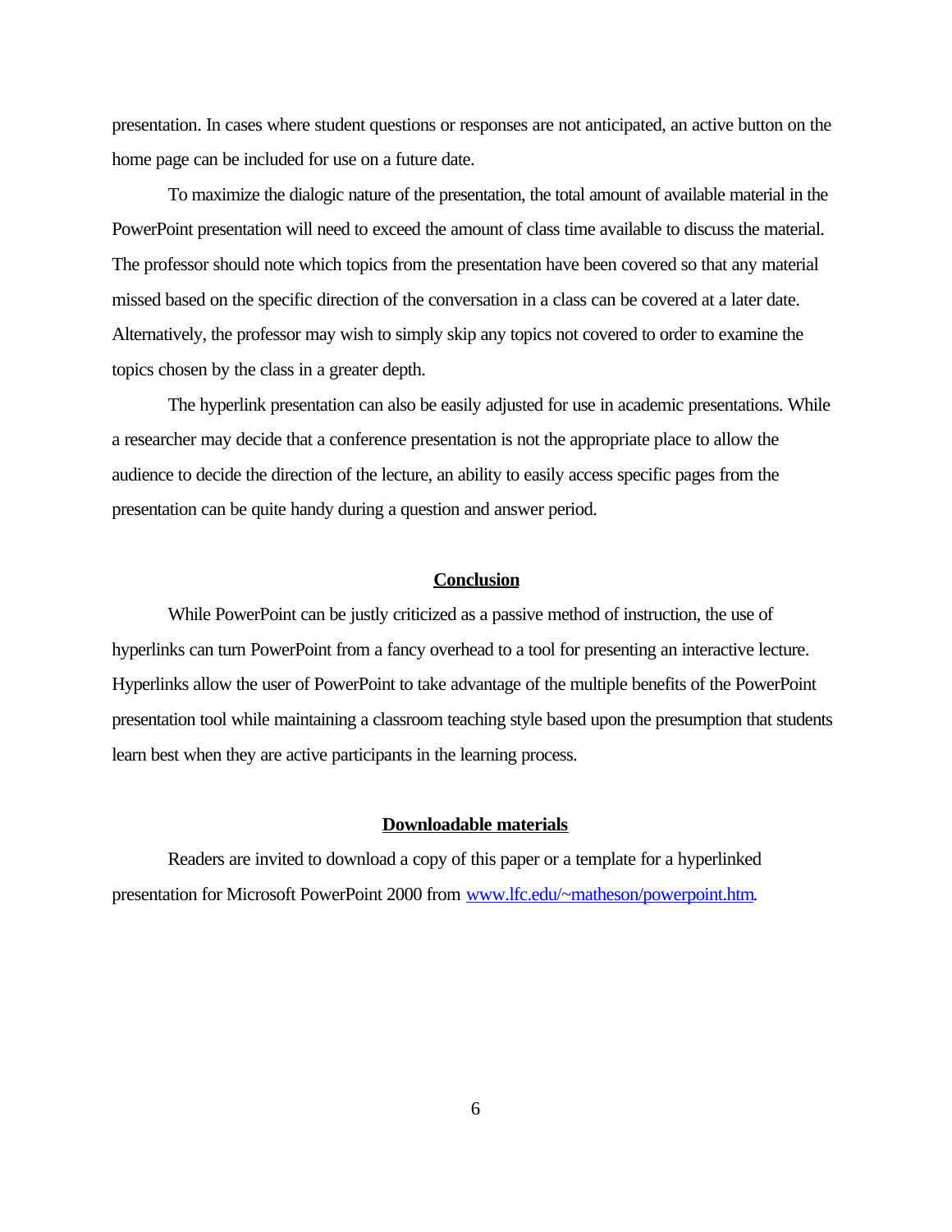presentation. In cases where student questions or responses are not anticipated, an active button on the home page can be included for use on a future date.

To maximize the dialogic nature of the presentation, the total amount of available material in the PowerPoint presentation will need to exceed the amount of class time available to discuss the material. The professor should note which topics from the presentation have been covered so that any material missed based on the specific direction of the conversation in a class can be covered at a later date. Alternatively, the professor may wish to simply skip any topics not covered to order to examine the topics chosen by the class in a greater depth.

The hyperlink presentation can also be easily adjusted for use in academic presentations. While a researcher may decide that a conference presentation is not the appropriate place to allow the audience to decide the direction of the lecture, an ability to easily access specific pages from the presentation can be quite handy during a question and answer period.

## Conclusion

While PowerPoint can be justly criticized as a passive method of instruction, the use of hyperlinks can turn PowerPoint from a fancy overhead to a tool for presenting an interactive lecture. Hyperlinks allow the user of PowerPoint to take advantage of the multiple benefits of the PowerPoint presentation tool while maintaining a classroom teaching style based upon the presumption that students learn best when they are active participants in the learning process.

## Downloadable materials

Readers are invited to download a copy of this paper or a template for a hyperlinked presentation for Microsoft PowerPoint 2000 from www.lfc.edu/~matheson/powerpoint.htm.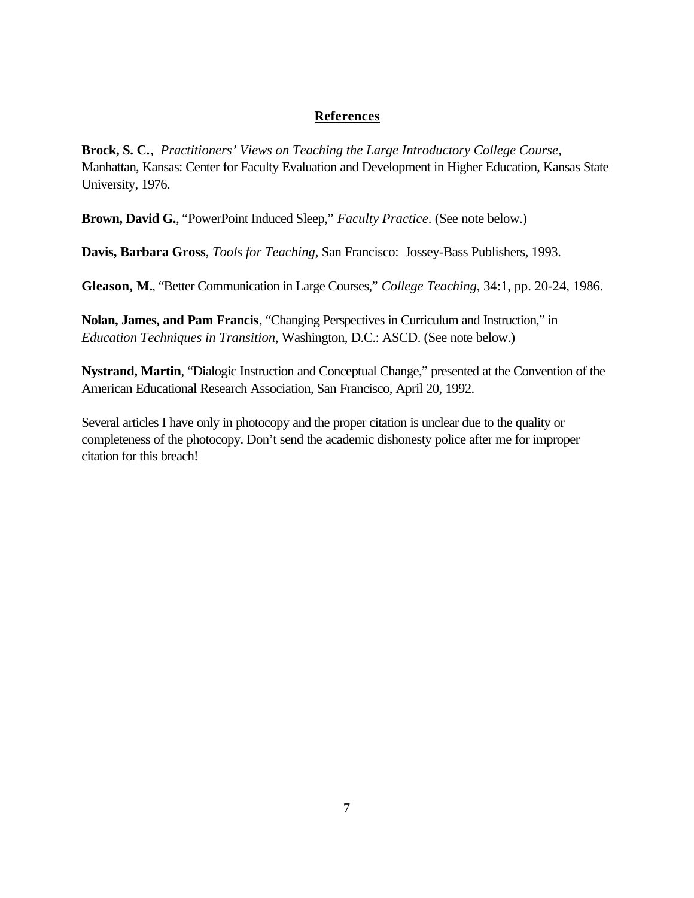## References

**Brock, S. C.**, *Practitioners' Views on Teaching the Large Introductory College Course*, Manhattan, Kansas: Center for Faculty Evaluation and Development in Higher Education, Kansas State University, 1976.

**Brown, David G.**, "PowerPoint Induced Sleep," *Faculty Practice*. (See note below.)

**Davis, Barbara Gross**, *Tools for Teaching*, San Francisco: Jossey-Bass Publishers, 1993.

**Gleason, M.**, "Better Communication in Large Courses," *College Teaching*, 34:1, pp. 20-24, 1986.

**Nolan, James, and Pam Francis**, "Changing Perspectives in Curriculum and Instruction," in *Education Techniques in Transition*, Washington, D.C.: ASCD. (See note below.)

**Nystrand, Martin**, "Dialogic Instruction and Conceptual Change," presented at the Convention of the American Educational Research Association, San Francisco, April 20, 1992.

Several articles I have only in photocopy and the proper citation is unclear due to the quality or completeness of the photocopy. Don't send the academic dishonesty police after me for improper citation for this breach!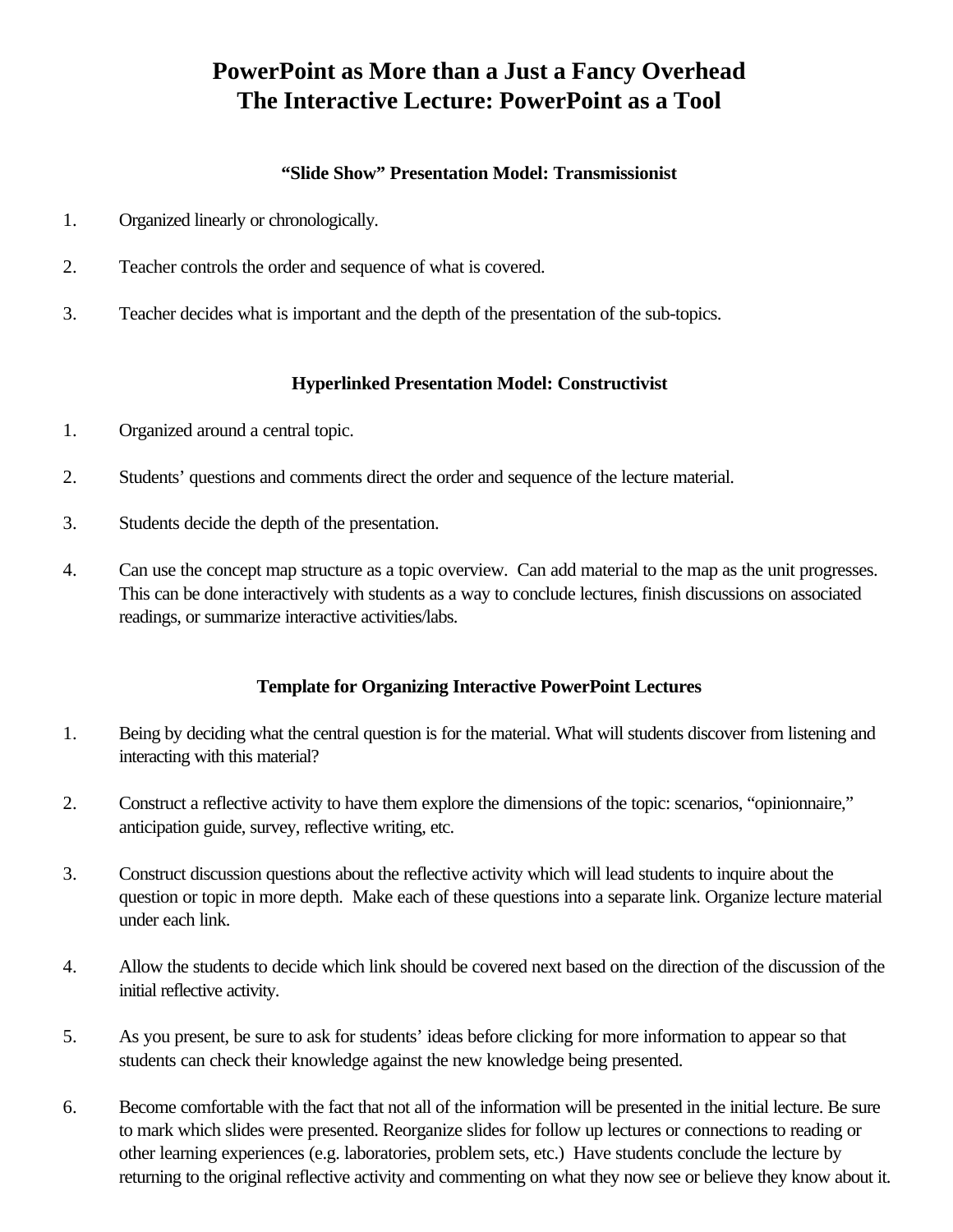# PowerPoint as More than a Just a Fancy Overhead
# The Interactive Lecture: PowerPoint as a Tool

### "Slide Show" Presentation Model: Transmissionist

1. Organized linearly or chronologically.

2. Teacher controls the order and sequence of what is covered.

3. Teacher decides what is important and the depth of the presentation of the sub-topics.

### Hyperlinked Presentation Model: Constructivist

1. Organized around a central topic.

2. Students' questions and comments direct the order and sequence of the lecture material.

3. Students decide the depth of the presentation.

4. Can use the concept map structure as a topic overview. Can add material to the map as the unit progresses. This can be done interactively with students as a way to conclude lectures, finish discussions on associated readings, or summarize interactive activities/labs.

### Template for Organizing Interactive PowerPoint Lectures

1. Being by deciding what the central question is for the material. What will students discover from listening and interacting with this material?

2. Construct a reflective activity to have them explore the dimensions of the topic: scenarios, "opinionnaire," anticipation guide, survey, reflective writing, etc.

3. Construct discussion questions about the reflective activity which will lead students to inquire about the question or topic in more depth. Make each of these questions into a separate link. Organize lecture material under each link.

4. Allow the students to decide which link should be covered next based on the direction of the discussion of the initial reflective activity.

5. As you present, be sure to ask for students' ideas before clicking for more information to appear so that students can check their knowledge against the new knowledge being presented.

6. Become comfortable with the fact that not all of the information will be presented in the initial lecture. Be sure to mark which slides were presented. Reorganize slides for follow up lectures or connections to reading or other learning experiences (e.g. laboratories, problem sets, etc.) Have students conclude the lecture by returning to the original reflective activity and commenting on what they now see or believe they know about it.